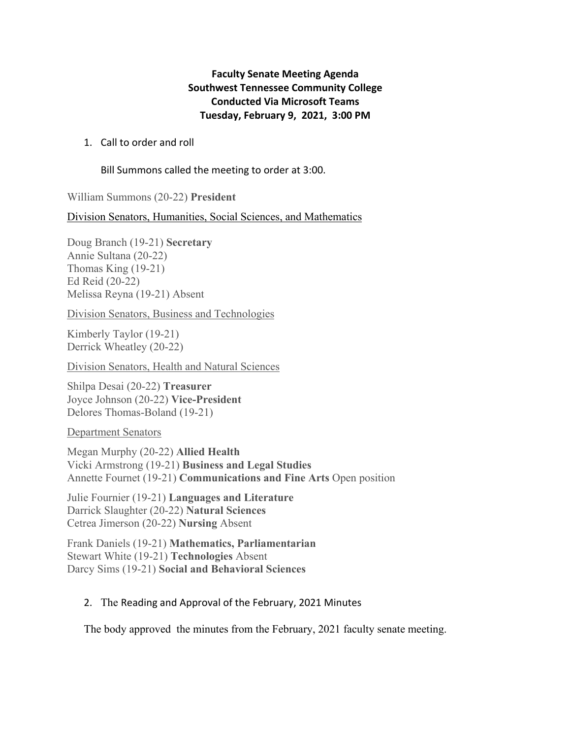**Faculty Senate Meeting Agenda**
**Southwest Tennessee Community College**
**Conducted Via Microsoft Teams**
**Tuesday, February 9, 2021, 3:00 PM**

1. Call to order and roll

   Bill Summons called the meeting to order at 3:00.

William Summons (20-22) **President**

Division Senators, Humanities, Social Sciences, and Mathematics

Doug Branch (19-21) **Secretary**
Annie Sultana (20-22)
Thomas King (19-21)
Ed Reid (20-22)
Melissa Reyna (19-21) Absent

Division Senators, Business and Technologies

Kimberly Taylor (19-21)
Derrick Wheatley (20-22)

Division Senators, Health and Natural Sciences

Shilpa Desai (20-22) **Treasurer**
Joyce Johnson (20-22) **Vice-President**
Delores Thomas-Boland (19-21)

Department Senators

Megan Murphy (20-22) **Allied Health**
Vicki Armstrong (19-21) **Business and Legal Studies**
Annette Fournet (19-21) **Communications and Fine Arts** Open position

Julie Fournier (19-21) **Languages and Literature**
Darrick Slaughter (20-22) **Natural Sciences**
Cetrea Jimerson (20-22) **Nursing** Absent

Frank Daniels (19-21) **Mathematics, Parliamentarian**
Stewart White (19-21) **Technologies** Absent
Darcy Sims (19-21) **Social and Behavioral Sciences**

2. The Reading and Approval of the February, 2021 Minutes

The body approved the minutes from the February, 2021 faculty senate meeting.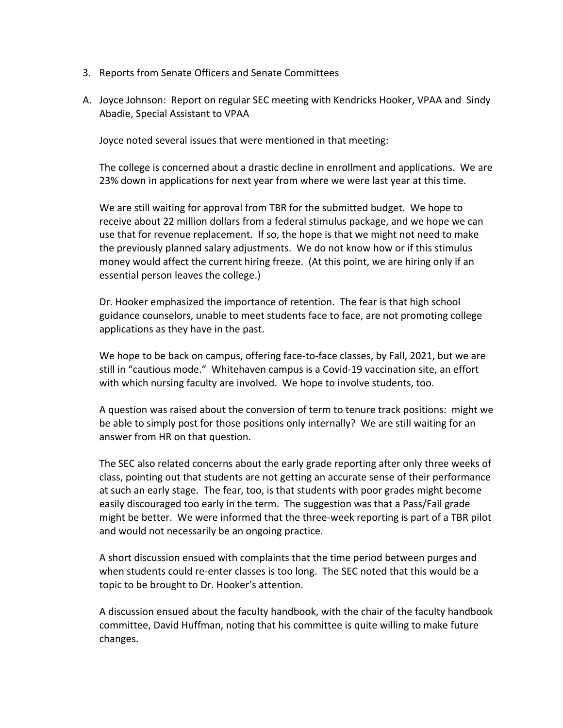3. Reports from Senate Officers and Senate Committees

A. Joyce Johnson: Report on regular SEC meeting with Kendricks Hooker, VPAA and Sindy Abadie, Special Assistant to VPAA

Joyce noted several issues that were mentioned in that meeting:

The college is concerned about a drastic decline in enrollment and applications. We are 23% down in applications for next year from where we were last year at this time.

We are still waiting for approval from TBR for the submitted budget. We hope to receive about 22 million dollars from a federal stimulus package, and we hope we can use that for revenue replacement. If so, the hope is that we might not need to make the previously planned salary adjustments. We do not know how or if this stimulus money would affect the current hiring freeze. (At this point, we are hiring only if an essential person leaves the college.)

Dr. Hooker emphasized the importance of retention. The fear is that high school guidance counselors, unable to meet students face to face, are not promoting college applications as they have in the past.

We hope to be back on campus, offering face-to-face classes, by Fall, 2021, but we are still in "cautious mode." Whitehaven campus is a Covid-19 vaccination site, an effort with which nursing faculty are involved. We hope to involve students, too.

A question was raised about the conversion of term to tenure track positions: might we be able to simply post for those positions only internally? We are still waiting for an answer from HR on that question.

The SEC also related concerns about the early grade reporting after only three weeks of class, pointing out that students are not getting an accurate sense of their performance at such an early stage. The fear, too, is that students with poor grades might become easily discouraged too early in the term. The suggestion was that a Pass/Fail grade might be better. We were informed that the three-week reporting is part of a TBR pilot and would not necessarily be an ongoing practice.

A short discussion ensued with complaints that the time period between purges and when students could re-enter classes is too long. The SEC noted that this would be a topic to be brought to Dr. Hooker's attention.

A discussion ensued about the faculty handbook, with the chair of the faculty handbook committee, David Huffman, noting that his committee is quite willing to make future changes.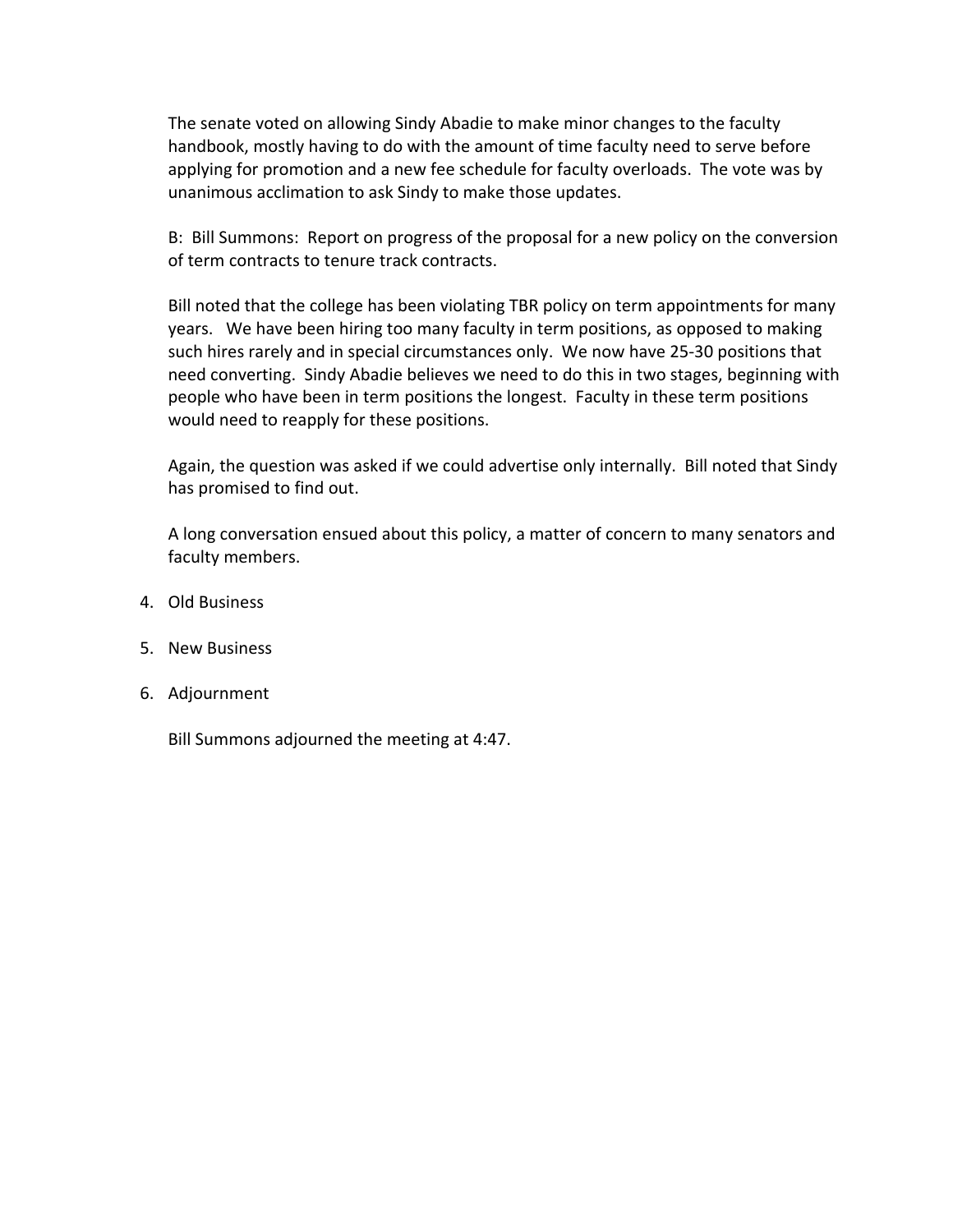The senate voted on allowing Sindy Abadie to make minor changes to the faculty handbook, mostly having to do with the amount of time faculty need to serve before applying for promotion and a new fee schedule for faculty overloads. The vote was by unanimous acclimation to ask Sindy to make those updates.

B: Bill Summons: Report on progress of the proposal for a new policy on the conversion of term contracts to tenure track contracts.

Bill noted that the college has been violating TBR policy on term appointments for many years. We have been hiring too many faculty in term positions, as opposed to making such hires rarely and in special circumstances only. We now have 25-30 positions that need converting. Sindy Abadie believes we need to do this in two stages, beginning with people who have been in term positions the longest. Faculty in these term positions would need to reapply for these positions.

Again, the question was asked if we could advertise only internally. Bill noted that Sindy has promised to find out.

A long conversation ensued about this policy, a matter of concern to many senators and faculty members.

4. Old Business

5. New Business

6. Adjournment

   Bill Summons adjourned the meeting at 4:47.